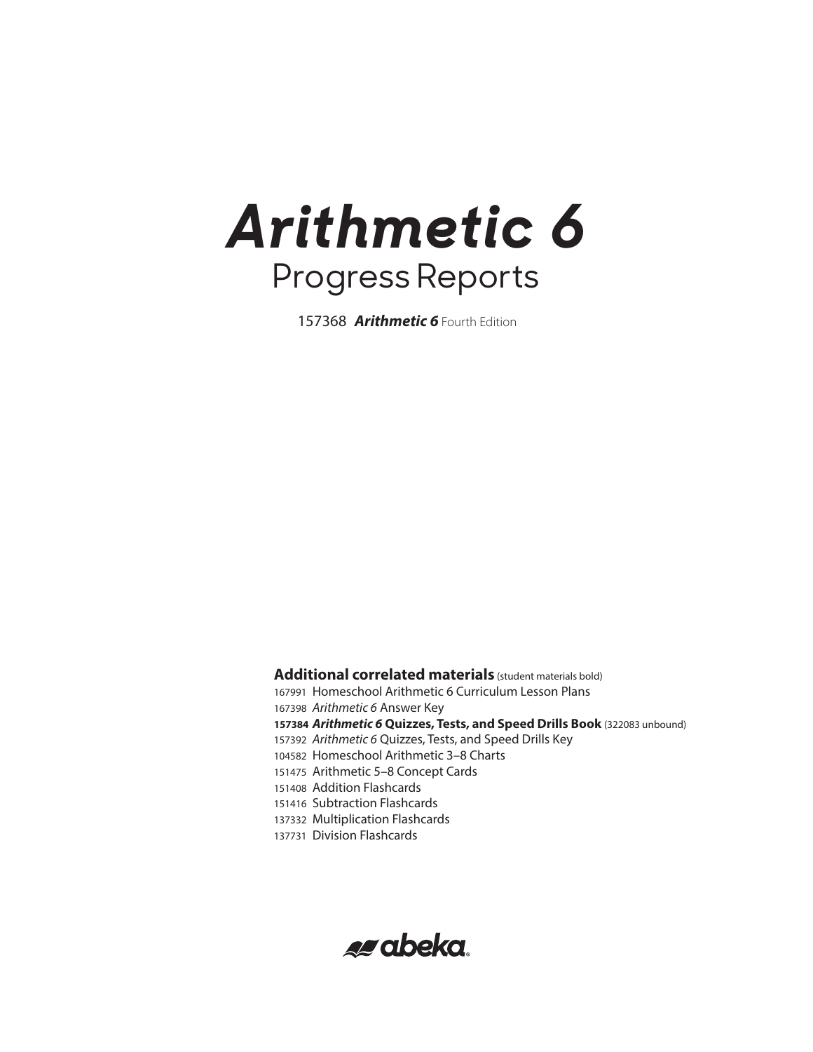# *Arithmetic 6*

## Progress Reports

157368 ***Arithmetic 6*** Fourth Edition

**Additional correlated materials** (student materials bold)

167991 Homeschool Arithmetic 6 Curriculum Lesson Plans
167398 *Arithmetic 6* Answer Key
**157384 *Arithmetic 6* Quizzes, Tests, and Speed Drills Book** (322083 unbound)
157392 *Arithmetic 6* Quizzes, Tests, and Speed Drills Key
104582 Homeschool Arithmetic 3–8 Charts
151475 Arithmetic 5–8 Concept Cards
151408 Addition Flashcards
151416 Subtraction Flashcards
137332 Multiplication Flashcards
137731 Division Flashcards

abeka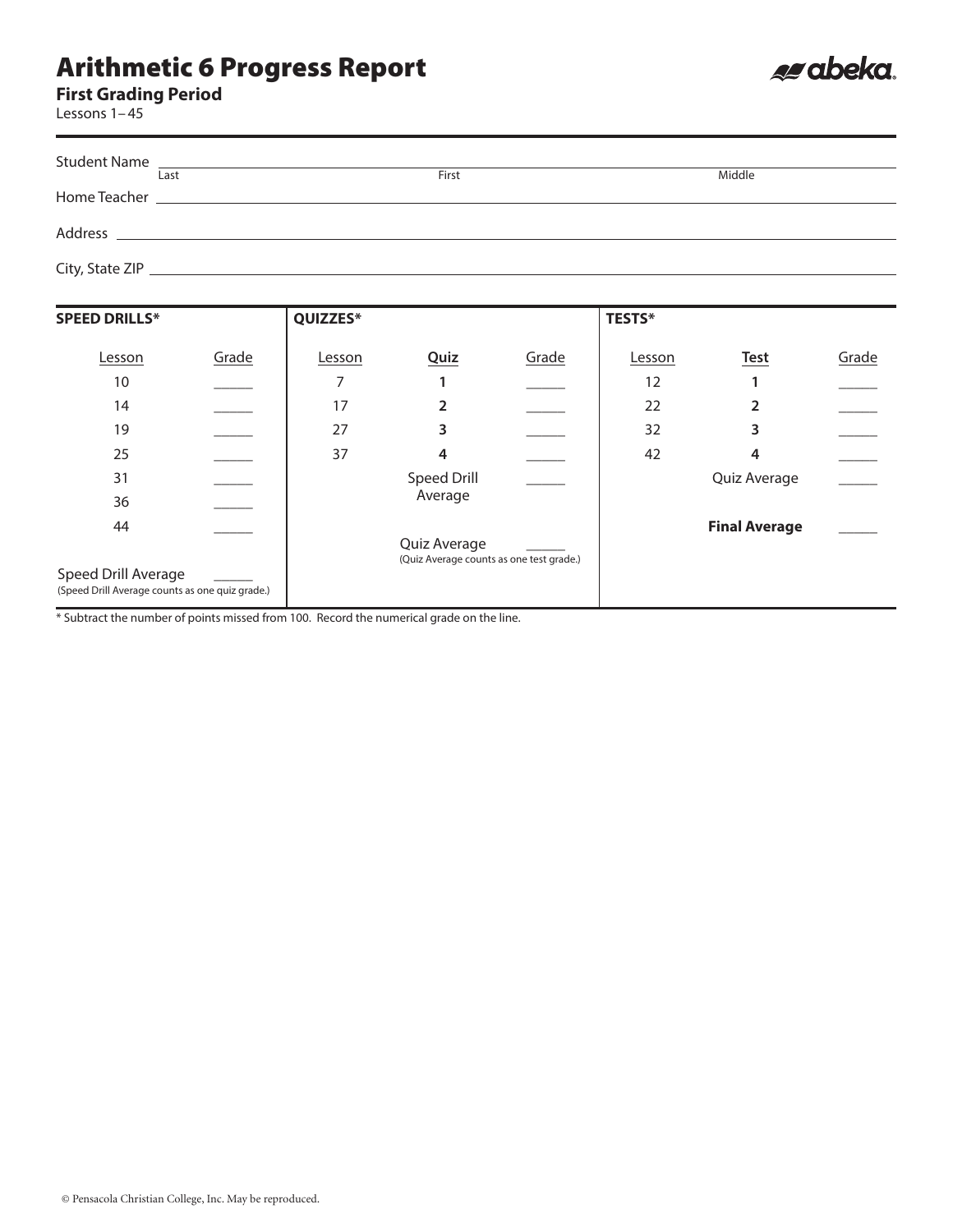# Arithmetic 6 Progress Report

**First Grading Period**
Lessons 1– 45

abeka

Student Name ______________________________________________
Last                First                Middle

Home Teacher ______________________________________________

Address ______________________________________________

City, State ZIP ______________________________________________

**SPEED DRILLS***

| Lesson | Grade |
|---|---|
| 10 | _____ |
| 14 | _____ |
| 19 | _____ |
| 25 | _____ |
| 31 | _____ |
| 36 | _____ |
| 44 | _____ |

Speed Drill Average _____
(Speed Drill Average counts as one quiz grade.)

**QUIZZES***

| Lesson | **Quiz** | Grade |
|---|---|---|
| 7 | **1** | _____ |
| 17 | **2** | _____ |
| 27 | **3** | _____ |
| 37 | **4** | _____ |
| | Speed Drill Average | _____ |

Quiz Average _____
(Quiz Average counts as one test grade.)

**TESTS***

| Lesson | **Test** | Grade |
|---|---|---|
| 12 | **1** | _____ |
| 22 | **2** | _____ |
| 32 | **3** | _____ |
| 42 | **4** | _____ |
| | Quiz Average | _____ |
| | **Final Average** | _____ |

* Subtract the number of points missed from 100. Record the numerical grade on the line.

© Pensacola Christian College, Inc. May be reproduced.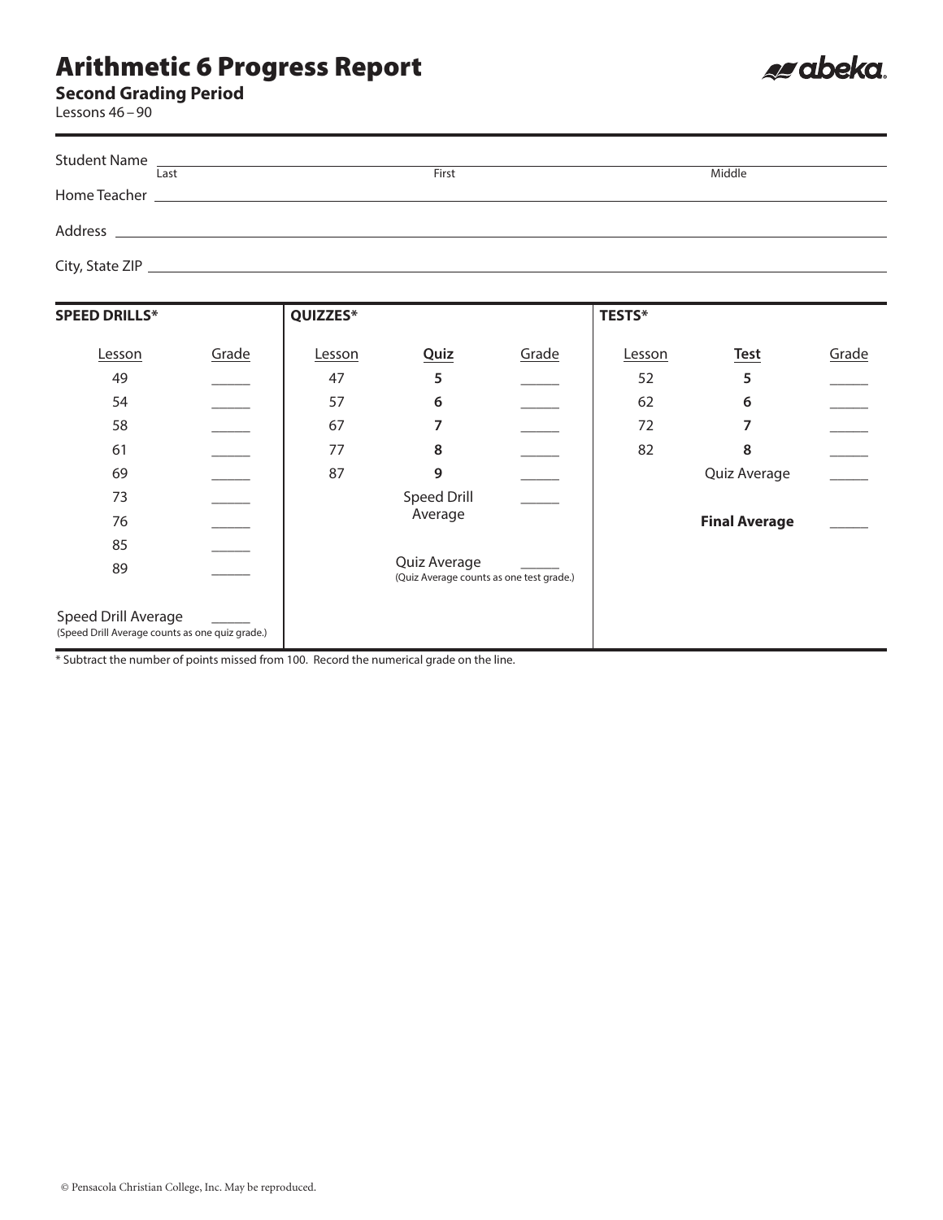# Arithmetic 6 Progress Report

**Second Grading Period**

Lessons 46 – 90

Student Name ______________________________________________
Last | First | Middle

Home Teacher ______________________________________________

Address ______________________________________________

City, State ZIP ______________________________________________

**SPEED DRILLS***

| Lesson | Grade |
|---|---|
| 49 | _____ |
| 54 | _____ |
| 58 | _____ |
| 61 | _____ |
| 69 | _____ |
| 73 | _____ |
| 76 | _____ |
| 85 | _____ |
| 89 | _____ |

Speed Drill Average _____
(Speed Drill Average counts as one quiz grade.)

**QUIZZES***

| Lesson | Quiz | Grade |
|---|---|---|
| 47 | **5** | _____ |
| 57 | **6** | _____ |
| 67 | **7** | _____ |
| 77 | **8** | _____ |
| 87 | **9** | _____ |
| | Speed Drill Average | _____ |

Quiz Average _____
(Quiz Average counts as one test grade.)

**TESTS***

| Lesson | Test | Grade |
|---|---|---|
| 52 | **5** | _____ |
| 62 | **6** | _____ |
| 72 | **7** | _____ |
| 82 | **8** | _____ |
| | Quiz Average | _____ |
| | **Final Average** | _____ |

* Subtract the number of points missed from 100. Record the numerical grade on the line.

© Pensacola Christian College, Inc. May be reproduced.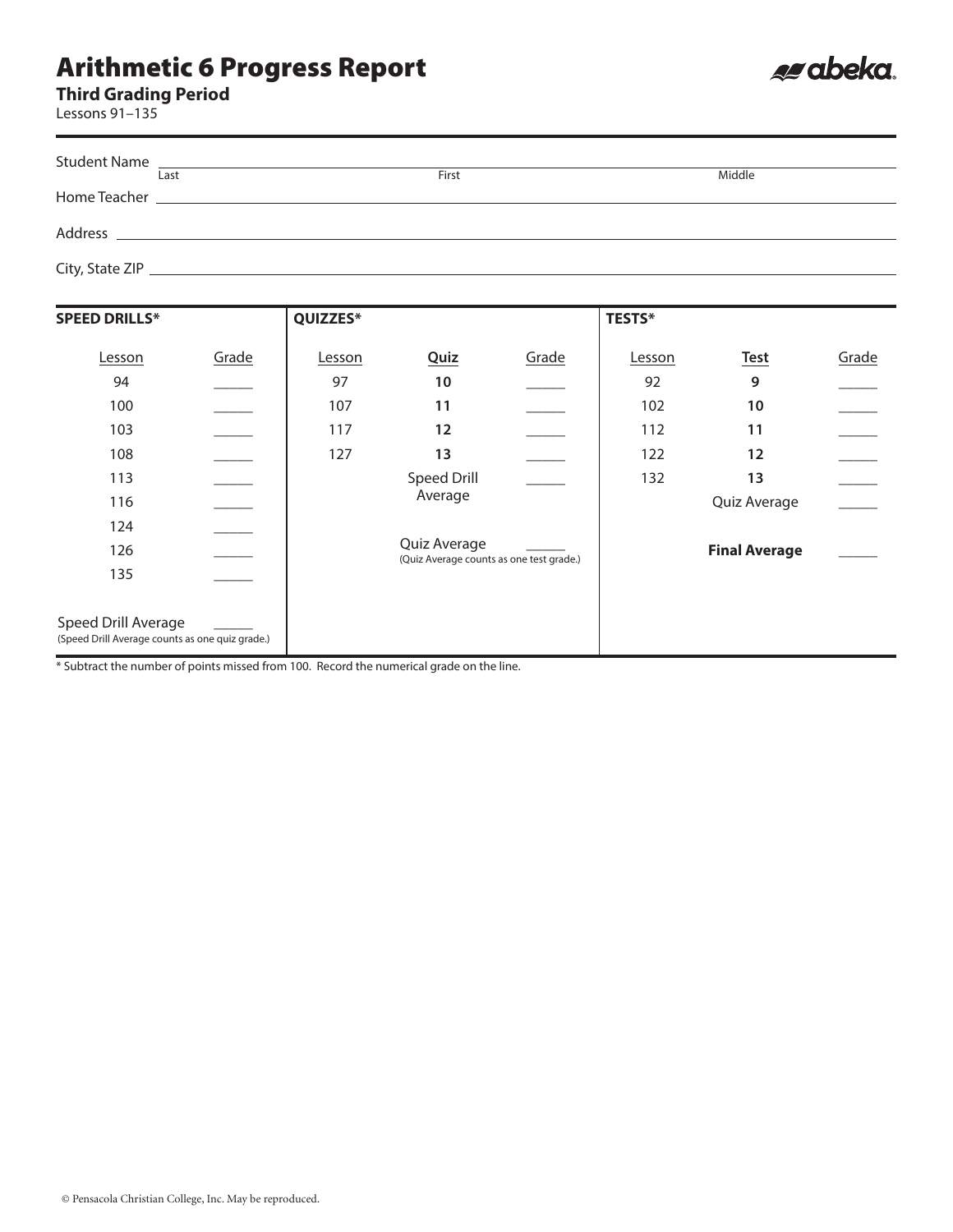# Arithmetic 6 Progress Report

**Third Grading Period**
Lessons 91–135

Student Name ______________________________________________
Last / First / Middle

Home Teacher ______________________________________________

Address ______________________________________________

City, State ZIP ______________________________________________

**SPEED DRILLS***

| Lesson | Grade |
|---|---|
| 94 | _____ |
| 100 | _____ |
| 103 | _____ |
| 108 | _____ |
| 113 | _____ |
| 116 | _____ |
| 124 | _____ |
| 126 | _____ |
| 135 | _____ |

Speed Drill Average _____
(Speed Drill Average counts as one quiz grade.)

**QUIZZES***

| Lesson | Quiz | Grade |
|---|---|---|
| 97 | **10** | _____ |
| 107 | **11** | _____ |
| 117 | **12** | _____ |
| 127 | **13** | _____ |
| | Speed Drill Average | _____ |

Quiz Average _____
(Quiz Average counts as one test grade.)

**TESTS***

| Lesson | Test | Grade |
|---|---|---|
| 92 | **9** | _____ |
| 102 | **10** | _____ |
| 112 | **11** | _____ |
| 122 | **12** | _____ |
| 132 | **13** | _____ |
| | Quiz Average | _____ |
| | **Final Average** | _____ |

* Subtract the number of points missed from 100. Record the numerical grade on the line.

© Pensacola Christian College, Inc. May be reproduced.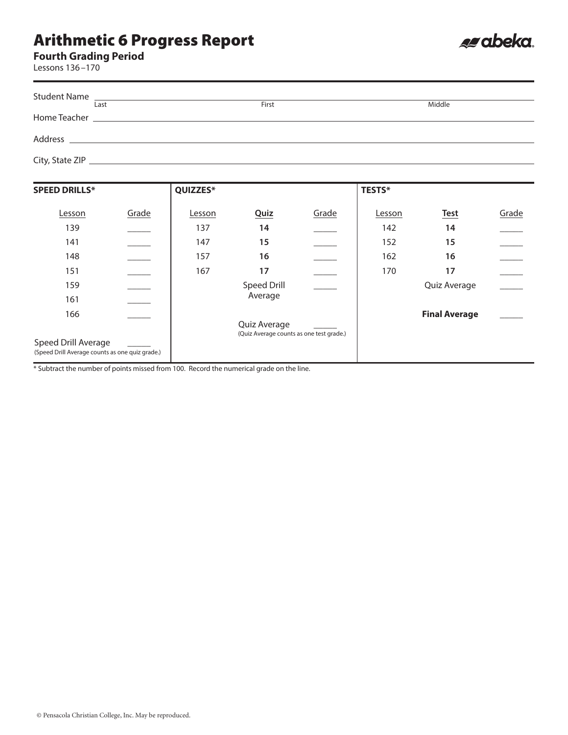# Arithmetic 6 Progress Report

abeka.

## Fourth Grading Period

Lessons 136 –170

Student Name ______________________________________________
Last First Middle

Home Teacher ______________________________________________

Address ______________________________________________

City, State ZIP ______________________________________________

**SPEED DRILLS***

| Lesson | Grade |
|---|---|
| 139 | _____ |
| 141 | _____ |
| 148 | _____ |
| 151 | _____ |
| 159 | _____ |
| 161 | _____ |
| 166 | _____ |

Speed Drill Average _____
(Speed Drill Average counts as one quiz grade.)

**QUIZZES***

| Lesson | **Quiz** | Grade |
|---|---|---|
| 137 | **14** | _____ |
| 147 | **15** | _____ |
| 157 | **16** | _____ |
| 167 | **17** | _____ |
| | Speed Drill Average | _____ |

Quiz Average _____
(Quiz Average counts as one test grade.)

**TESTS***

| Lesson | **Test** | Grade |
|---|---|---|
| 142 | **14** | _____ |
| 152 | **15** | _____ |
| 162 | **16** | _____ |
| 170 | **17** | _____ |
| | Quiz Average | _____ |

**Final Average** _____

* Subtract the number of points missed from 100. Record the numerical grade on the line.

© Pensacola Christian College, Inc. May be reproduced.